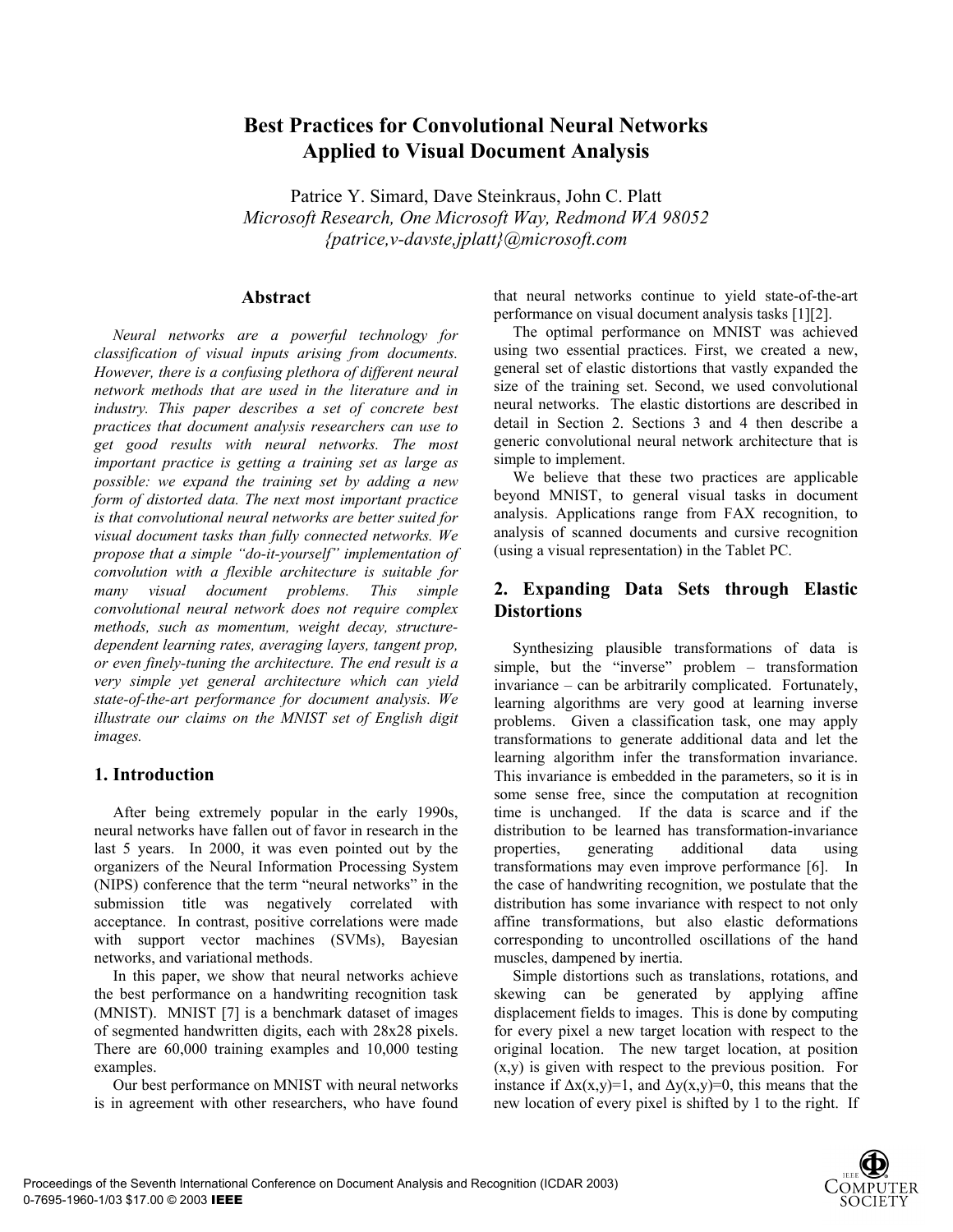# Best Practices for Convolutional Neural Networks Applied to Visual Document Analysis

Patrice Y. Simard, Dave Steinkraus, John C. Platt
*Microsoft Research, One Microsoft Way, Redmond WA 98052*
*{patrice,v-davste,jplatt}@microsoft.com*

## Abstract

*Neural networks are a powerful technology for classification of visual inputs arising from documents. However, there is a confusing plethora of different neural network methods that are used in the literature and in industry. This paper describes a set of concrete best practices that document analysis researchers can use to get good results with neural networks. The most important practice is getting a training set as large as possible: we expand the training set by adding a new form of distorted data. The next most important practice is that convolutional neural networks are better suited for visual document tasks than fully connected networks. We propose that a simple "do-it-yourself" implementation of convolution with a flexible architecture is suitable for many visual document problems. This simple convolutional neural network does not require complex methods, such as momentum, weight decay, structure-dependent learning rates, averaging layers, tangent prop, or even finely-tuning the architecture. The end result is a very simple yet general architecture which can yield state-of-the-art performance for document analysis. We illustrate our claims on the MNIST set of English digit images.*

## 1. Introduction

After being extremely popular in the early 1990s, neural networks have fallen out of favor in research in the last 5 years. In 2000, it was even pointed out by the organizers of the Neural Information Processing System (NIPS) conference that the term "neural networks" in the submission title was negatively correlated with acceptance. In contrast, positive correlations were made with support vector machines (SVMs), Bayesian networks, and variational methods.

In this paper, we show that neural networks achieve the best performance on a handwriting recognition task (MNIST). MNIST [7] is a benchmark dataset of images of segmented handwritten digits, each with 28x28 pixels. There are 60,000 training examples and 10,000 testing examples.

Our best performance on MNIST with neural networks is in agreement with other researchers, who have found that neural networks continue to yield state-of-the-art performance on visual document analysis tasks [1][2].

The optimal performance on MNIST was achieved using two essential practices. First, we created a new, general set of elastic distortions that vastly expanded the size of the training set. Second, we used convolutional neural networks. The elastic distortions are described in detail in Section 2. Sections 3 and 4 then describe a generic convolutional neural network architecture that is simple to implement.

We believe that these two practices are applicable beyond MNIST, to general visual tasks in document analysis. Applications range from FAX recognition, to analysis of scanned documents and cursive recognition (using a visual representation) in the Tablet PC.

## 2. Expanding Data Sets through Elastic Distortions

Synthesizing plausible transformations of data is simple, but the "inverse" problem – transformation invariance – can be arbitrarily complicated. Fortunately, learning algorithms are very good at learning inverse problems. Given a classification task, one may apply transformations to generate additional data and let the learning algorithm infer the transformation invariance. This invariance is embedded in the parameters, so it is in some sense free, since the computation at recognition time is unchanged. If the data is scarce and if the distribution to be learned has transformation-invariance properties, generating additional data using transformations may even improve performance [6]. In the case of handwriting recognition, we postulate that the distribution has some invariance with respect to not only affine transformations, but also elastic deformations corresponding to uncontrolled oscillations of the hand muscles, dampened by inertia.

Simple distortions such as translations, rotations, and skewing can be generated by applying affine displacement fields to images. This is done by computing for every pixel a new target location with respect to the original location. The new target location, at position (x,y) is given with respect to the previous position. For instance if $\Delta x(x,y)=1$, and $\Delta y(x,y)=0$, this means that the new location of every pixel is shifted by 1 to the right. If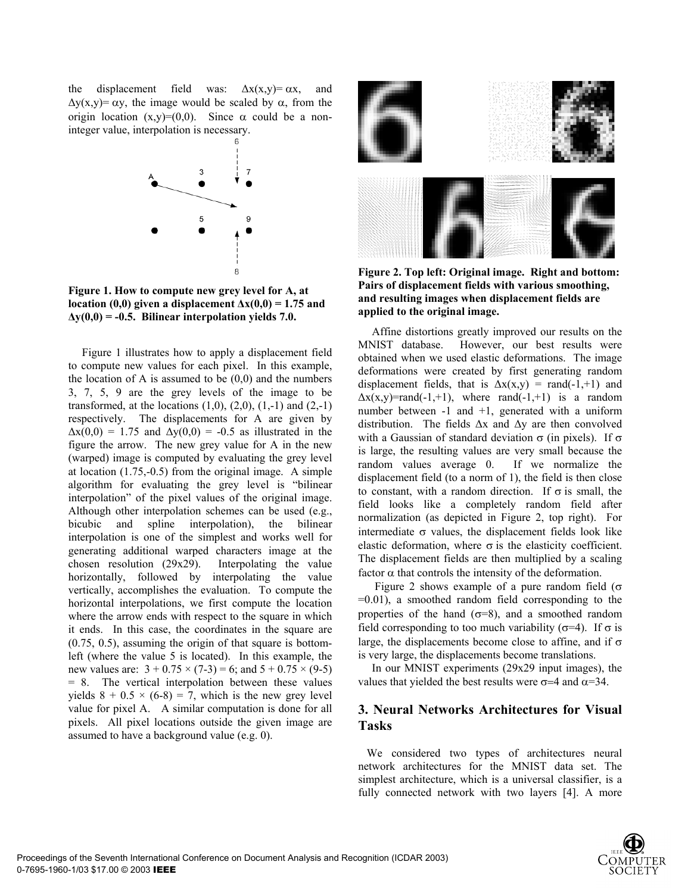the displacement field was: $\Delta x(x,y) = \alpha x$, and $\Delta y(x,y) = \alpha y$, the image would be scaled by $\alpha$, from the origin location $(x,y)=(0,0)$. Since $\alpha$ could be a non-integer value, interpolation is necessary.

**Figure 1. How to compute new grey level for A, at location (0,0) given a displacement $\Delta x(0,0) = 1.75$ and $\Delta y(0,0) = -0.5$. Bilinear interpolation yields 7.0.**

Figure 1 illustrates how to apply a displacement field to compute new values for each pixel. In this example, the location of A is assumed to be (0,0) and the numbers 3, 7, 5, 9 are the grey levels of the image to be transformed, at the locations (1,0), (2,0), (1,-1) and (2,-1) respectively. The displacements for A are given by $\Delta x(0,0) = 1.75$ and $\Delta y(0,0) = -0.5$ as illustrated in the figure the arrow. The new grey value for A in the new (warped) image is computed by evaluating the grey level at location (1.75,-0.5) from the original image. A simple algorithm for evaluating the grey level is "bilinear interpolation" of the pixel values of the original image. Although other interpolation schemes can be used (e.g., bicubic and spline interpolation), the bilinear interpolation is one of the simplest and works well for generating additional warped characters image at the chosen resolution (29x29). Interpolating the value horizontally, followed by interpolating the value vertically, accomplishes the evaluation. To compute the horizontal interpolations, we first compute the location where the arrow ends with respect to the square in which it ends. In this case, the coordinates in the square are (0.75, 0.5), assuming the origin of that square is bottom-left (where the value 5 is located). In this example, the new values are: $3 + 0.75 \times (7-3) = 6$; and $5 + 0.75 \times (9-5) = 8$. The vertical interpolation between these values yields $8 + 0.5 \times (6-8) = 7$, which is the new grey level value for pixel A. A similar computation is done for all pixels. All pixel locations outside the given image are assumed to have a background value (e.g. 0).

**Figure 2. Top left: Original image. Right and bottom: Pairs of displacement fields with various smoothing, and resulting images when displacement fields are applied to the original image.**

Affine distortions greatly improved our results on the MNIST database. However, our best results were obtained when we used elastic deformations. The image deformations were created by first generating random displacement fields, that is $\Delta x(x,y) = \text{rand}(-1,+1)$ and $\Delta x(x,y)=\text{rand}(-1,+1)$, where rand(-1,+1) is a random number between -1 and +1, generated with a uniform distribution. The fields $\Delta x$ and $\Delta y$ are then convolved with a Gaussian of standard deviation $\sigma$ (in pixels). If $\sigma$ is large, the resulting values are very small because the random values average 0. If we normalize the displacement field (to a norm of 1), the field is then close to constant, with a random direction. If $\sigma$ is small, the field looks like a completely random field after normalization (as depicted in Figure 2, top right). For intermediate $\sigma$ values, the displacement fields look like elastic deformation, where $\sigma$ is the elasticity coefficient. The displacement fields are then multiplied by a scaling factor $\alpha$ that controls the intensity of the deformation.

Figure 2 shows example of a pure random field ($\sigma$ =0.01), a smoothed random field corresponding to the properties of the hand ($\sigma$=8), and a smoothed random field corresponding to too much variability ($\sigma$=4). If $\sigma$ is large, the displacements become close to affine, and if $\sigma$ is very large, the displacements become translations.

In our MNIST experiments (29x29 input images), the values that yielded the best results were $\sigma$=4 and $\alpha$=34.

## 3. Neural Networks Architectures for Visual Tasks

We considered two types of architectures neural network architectures for the MNIST data set. The simplest architecture, which is a universal classifier, is a fully connected network with two layers [4]. A more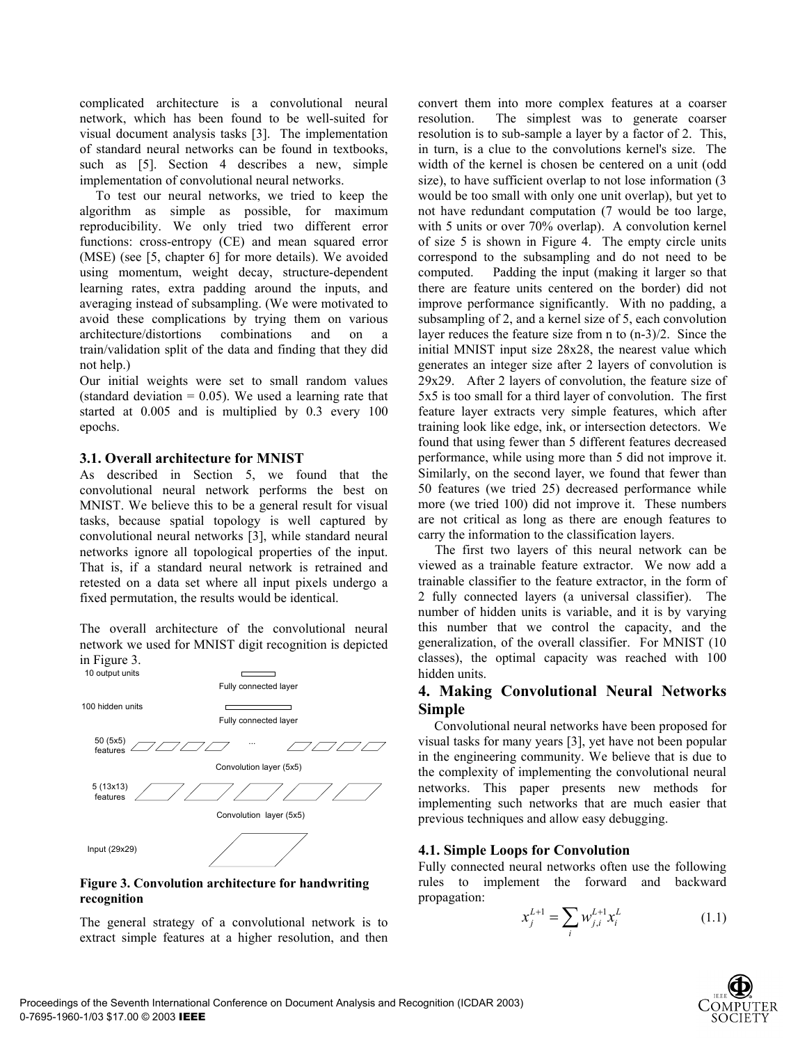complicated architecture is a convolutional neural network, which has been found to be well-suited for visual document analysis tasks [3]. The implementation of standard neural networks can be found in textbooks, such as [5]. Section 4 describes a new, simple implementation of convolutional neural networks.

To test our neural networks, we tried to keep the algorithm as simple as possible, for maximum reproducibility. We only tried two different error functions: cross-entropy (CE) and mean squared error (MSE) (see [5, chapter 6] for more details). We avoided using momentum, weight decay, structure-dependent learning rates, extra padding around the inputs, and averaging instead of subsampling. (We were motivated to avoid these complications by trying them on various architecture/distortions combinations and on a train/validation split of the data and finding that they did not help.)

Our initial weights were set to small random values (standard deviation = 0.05). We used a learning rate that started at 0.005 and is multiplied by 0.3 every 100 epochs.

### 3.1. Overall architecture for MNIST

As described in Section 5, we found that the convolutional neural network performs the best on MNIST. We believe this to be a general result for visual tasks, because spatial topology is well captured by convolutional neural networks [3], while standard neural networks ignore all topological properties of the input. That is, if a standard neural network is retrained and retested on a data set where all input pixels undergo a fixed permutation, the results would be identical.

The overall architecture of the convolutional neural network we used for MNIST digit recognition is depicted in Figure 3.

10 output units

Fully connected layer

100 hidden units

Fully connected layer

50 (5x5) features

Convolution layer (5x5)

5 (13x13) features

Convolution layer (5x5)

Input (29x29)

**Figure 3. Convolution architecture for handwriting recognition**

The general strategy of a convolutional network is to extract simple features at a higher resolution, and then convert them into more complex features at a coarser resolution. The simplest was to generate coarser resolution is to sub-sample a layer by a factor of 2. This, in turn, is a clue to the convolutions kernel's size. The width of the kernel is chosen be centered on a unit (odd size), to have sufficient overlap to not lose information (3 would be too small with only one unit overlap), but yet to not have redundant computation (7 would be too large, with 5 units or over 70% overlap). A convolution kernel of size 5 is shown in Figure 4. The empty circle units correspond to the subsampling and do not need to be computed. Padding the input (making it larger so that there are feature units centered on the border) did not improve performance significantly. With no padding, a subsampling of 2, and a kernel size of 5, each convolution layer reduces the feature size from n to (n-3)/2. Since the initial MNIST input size 28x28, the nearest value which generates an integer size after 2 layers of convolution is 29x29. After 2 layers of convolution, the feature size of 5x5 is too small for a third layer of convolution. The first feature layer extracts very simple features, which after training look like edge, ink, or intersection detectors. We found that using fewer than 5 different features decreased performance, while using more than 5 did not improve it. Similarly, on the second layer, we found that fewer than 50 features (we tried 25) decreased performance while more (we tried 100) did not improve it. These numbers are not critical as long as there are enough features to carry the information to the classification layers.

The first two layers of this neural network can be viewed as a trainable feature extractor. We now add a trainable classifier to the feature extractor, in the form of 2 fully connected layers (a universal classifier). The number of hidden units is variable, and it is by varying this number that we control the capacity, and the generalization, of the overall classifier. For MNIST (10 classes), the optimal capacity was reached with 100 hidden units.

## 4. Making Convolutional Neural Networks Simple

Convolutional neural networks have been proposed for visual tasks for many years [3], yet have not been popular in the engineering community. We believe that is due to the complexity of implementing the convolutional neural networks. This paper presents new methods for implementing such networks that are much easier that previous techniques and allow easy debugging.

### 4.1. Simple Loops for Convolution

Fully connected neural networks often use the following rules to implement the forward and backward propagation:

$$x_j^{L+1} = \sum_i w_{j,i}^{L+1} x_i^L \tag{1.1}$$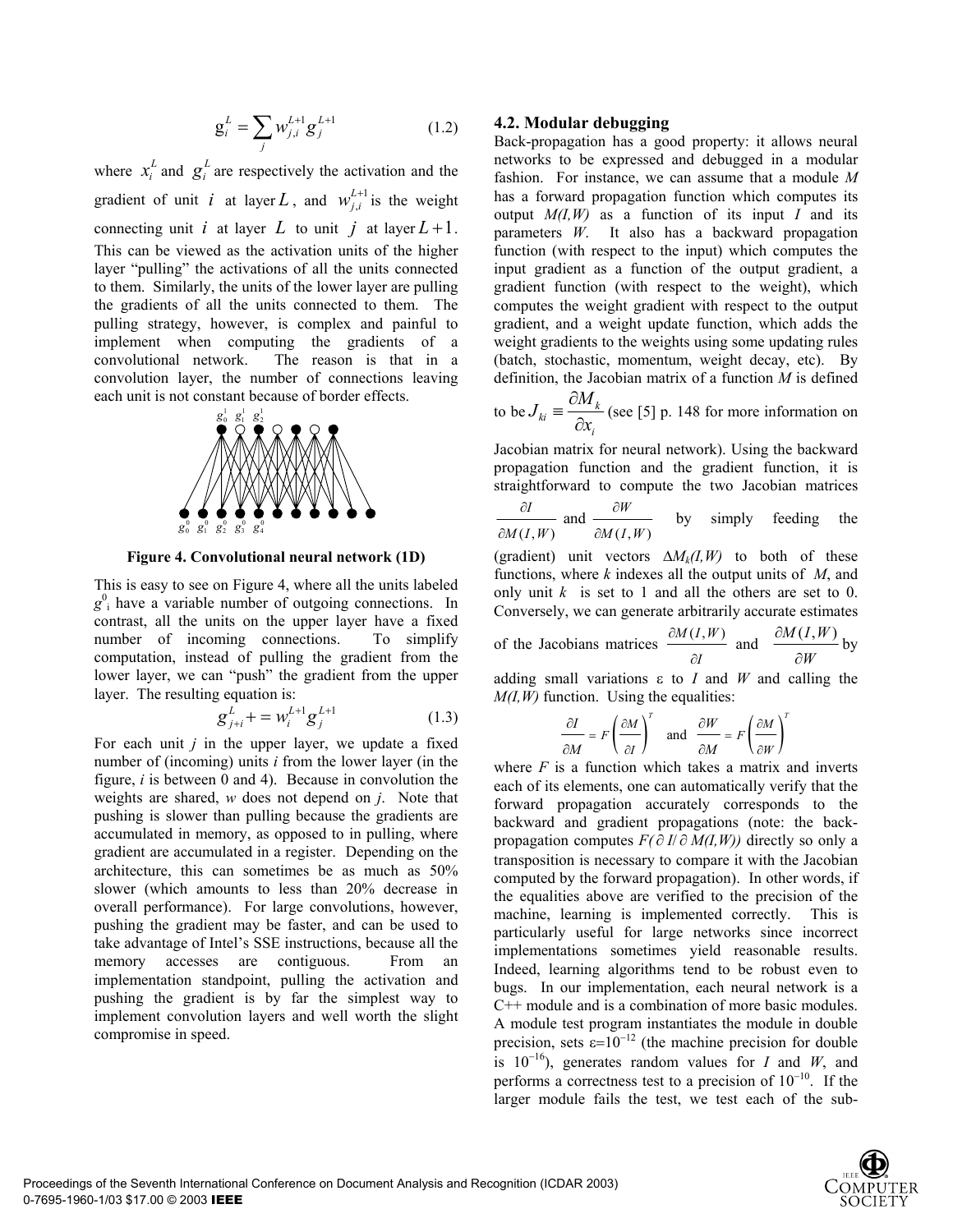$$\mathrm{g}_i^L = \sum_j w_{j,i}^{L+1} g_j^{L+1} \tag{1.2}$$

where $x_i^L$ and $g_i^L$ are respectively the activation and the gradient of unit $i$ at layer $L$, and $w_{j,i}^{L+1}$ is the weight connecting unit $i$ at layer $L$ to unit $j$ at layer $L+1$. This can be viewed as the activation units of the higher layer "pulling" the activations of all the units connected to them. Similarly, the units of the lower layer are pulling the gradients of all the units connected to them. The pulling strategy, however, is complex and painful to implement when computing the gradients of a convolutional network. The reason is that in a convolution layer, the number of connections leaving each unit is not constant because of border effects.

**Figure 4. Convolutional neural network (1D)**

This is easy to see on Figure 4, where all the units labeled $g^0{}_i$ have a variable number of outgoing connections. In contrast, all the units on the upper layer have a fixed number of incoming connections. To simplify computation, instead of pulling the gradient from the lower layer, we can "push" the gradient from the upper layer. The resulting equation is:

$$g_{j+i}^L += w_i^{L+1} g_j^{L+1} \tag{1.3}$$

For each unit $j$ in the upper layer, we update a fixed number of (incoming) units $i$ from the lower layer (in the figure, $i$ is between 0 and 4). Because in convolution the weights are shared, $w$ does not depend on $j$. Note that pushing is slower than pulling because the gradients are accumulated in memory, as opposed to in pulling, where gradient are accumulated in a register. Depending on the architecture, this can sometimes be as much as 50% slower (which amounts to less than 20% decrease in overall performance). For large convolutions, however, pushing the gradient may be faster, and can be used to take advantage of Intel's SSE instructions, because all the memory accesses are contiguous. From an implementation standpoint, pulling the activation and pushing the gradient is by far the simplest way to implement convolution layers and well worth the slight compromise in speed.

### 4.2. Modular debugging

Back-propagation has a good property: it allows neural networks to be expressed and debugged in a modular fashion. For instance, we can assume that a module $M$ has a forward propagation function which computes its output $M(I,W)$ as a function of its input $I$ and its parameters $W$. It also has a backward propagation function (with respect to the input) which computes the input gradient as a function of the output gradient, a gradient function (with respect to the weight), which computes the weight gradient with respect to the output gradient, and a weight update function, which adds the weight gradients to the weights using some updating rules (batch, stochastic, momentum, weight decay, etc). By definition, the Jacobian matrix of a function $M$ is defined to be $J_{ki} \equiv \dfrac{\partial M_k}{\partial x_i}$ (see [5] p. 148 for more information on Jacobian matrix for neural network). Using the backward propagation function and the gradient function, it is straightforward to compute the two Jacobian matrices $\dfrac{\partial I}{\partial M(I,W)}$ and $\dfrac{\partial W}{\partial M(I,W)}$ by simply feeding the (gradient) unit vectors $\Delta M_k(I,W)$ to both of these functions, where $k$ indexes all the output units of $M$, and only unit $k$ is set to 1 and all the others are set to 0. Conversely, we can generate arbitrarily accurate estimates of the Jacobians matrices $\dfrac{\partial M(I,W)}{\partial I}$ and $\dfrac{\partial M(I,W)}{\partial W}$ by adding small variations ε to $I$ and $W$ and calling the $M(I,W)$ function. Using the equalities:

$$\frac{\partial I}{\partial M} = F\left(\frac{\partial M}{\partial I}\right)^T \quad \text{and} \quad \frac{\partial W}{\partial M} = F\left(\frac{\partial M}{\partial W}\right)^T$$

where $F$ is a function which takes a matrix and inverts each of its elements, one can automatically verify that the forward propagation accurately corresponds to the backward and gradient propagations (note: the back-propagation computes $F(\partial I/\partial M(I,W))$ directly so only a transposition is necessary to compare it with the Jacobian computed by the forward propagation). In other words, if the equalities above are verified to the precision of the machine, learning is implemented correctly. This is particularly useful for large networks since incorrect implementations sometimes yield reasonable results. Indeed, learning algorithms tend to be robust even to bugs. In our implementation, each neural network is a C++ module and is a combination of more basic modules. A module test program instantiates the module in double precision, sets $\varepsilon = 10^{-12}$ (the machine precision for double is $10^{-16}$), generates random values for $I$ and $W$, and performs a correctness test to a precision of $10^{-10}$. If the larger module fails the test, we test each of the sub-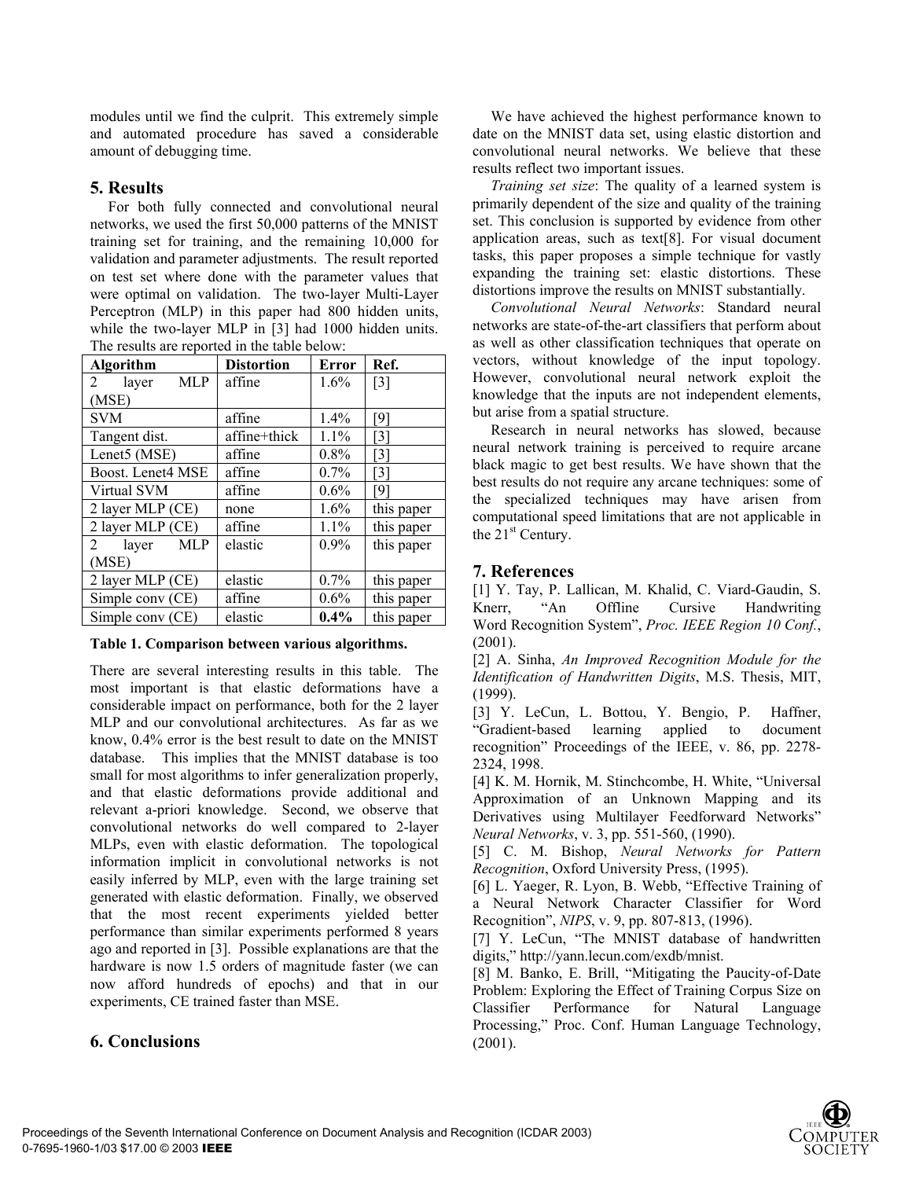modules until we find the culprit. This extremely simple and automated procedure has saved a considerable amount of debugging time.

## 5. Results

For both fully connected and convolutional neural networks, we used the first 50,000 patterns of the MNIST training set for training, and the remaining 10,000 for validation and parameter adjustments. The result reported on test set where done with the parameter values that were optimal on validation. The two-layer Multi-Layer Perceptron (MLP) in this paper had 800 hidden units, while the two-layer MLP in [3] had 1000 hidden units. The results are reported in the table below:

| **Algorithm** | **Distortion** | **Error** | **Ref.** |
|---|---|---|---|
| 2 layer MLP (MSE) | affine | 1.6% | [3] |
| SVM | affine | 1.4% | [9] |
| Tangent dist. | affine+thick | 1.1% | [3] |
| Lenet5 (MSE) | affine | 0.8% | [3] |
| Boost. Lenet4 MSE | affine | 0.7% | [3] |
| Virtual SVM | affine | 0.6% | [9] |
| 2 layer MLP (CE) | none | 1.6% | this paper |
| 2 layer MLP (CE) | affine | 1.1% | this paper |
| 2 layer MLP (MSE) | elastic | 0.9% | this paper |
| 2 layer MLP (CE) | elastic | 0.7% | this paper |
| Simple conv (CE) | affine | 0.6% | this paper |
| Simple conv (CE) | elastic | **0.4%** | this paper |

**Table 1. Comparison between various algorithms.**

There are several interesting results in this table. The most important is that elastic deformations have a considerable impact on performance, both for the 2 layer MLP and our convolutional architectures. As far as we know, 0.4% error is the best result to date on the MNIST database. This implies that the MNIST database is too small for most algorithms to infer generalization properly, and that elastic deformations provide additional and relevant a-priori knowledge. Second, we observe that convolutional networks do well compared to 2-layer MLPs, even with elastic deformation. The topological information implicit in convolutional networks is not easily inferred by MLP, even with the large training set generated with elastic deformation. Finally, we observed that the most recent experiments yielded better performance than similar experiments performed 8 years ago and reported in [3]. Possible explanations are that the hardware is now 1.5 orders of magnitude faster (we can now afford hundreds of epochs) and that in our experiments, CE trained faster than MSE.

## 6. Conclusions

We have achieved the highest performance known to date on the MNIST data set, using elastic distortion and convolutional neural networks. We believe that these results reflect two important issues.

*Training set size*: The quality of a learned system is primarily dependent of the size and quality of the training set. This conclusion is supported by evidence from other application areas, such as text[8]. For visual document tasks, this paper proposes a simple technique for vastly expanding the training set: elastic distortions. These distortions improve the results on MNIST substantially.

*Convolutional Neural Networks*: Standard neural networks are state-of-the-art classifiers that perform about as well as other classification techniques that operate on vectors, without knowledge of the input topology. However, convolutional neural network exploit the knowledge that the inputs are not independent elements, but arise from a spatial structure.

Research in neural networks has slowed, because neural network training is perceived to require arcane black magic to get best results. We have shown that the best results do not require any arcane techniques: some of the specialized techniques may have arisen from computational speed limitations that are not applicable in the 21st Century.

## 7. References

[1] Y. Tay, P. Lallican, M. Khalid, C. Viard-Gaudin, S. Knerr, "An Offline Cursive Handwriting Word Recognition System", *Proc. IEEE Region 10 Conf.*, (2001).

[2] A. Sinha, *An Improved Recognition Module for the Identification of Handwritten Digits*, M.S. Thesis, MIT, (1999).

[3] Y. LeCun, L. Bottou, Y. Bengio, P. Haffner, "Gradient-based learning applied to document recognition" Proceedings of the IEEE, v. 86, pp. 2278-2324, 1998.

[4] K. M. Hornik, M. Stinchcombe, H. White, "Universal Approximation of an Unknown Mapping and its Derivatives using Multilayer Feedforward Networks" *Neural Networks*, v. 3, pp. 551-560, (1990).

[5] C. M. Bishop, *Neural Networks for Pattern Recognition*, Oxford University Press, (1995).

[6] L. Yaeger, R. Lyon, B. Webb, "Effective Training of a Neural Network Character Classifier for Word Recognition", *NIPS*, v. 9, pp. 807-813, (1996).

[7] Y. LeCun, "The MNIST database of handwritten digits," http://yann.lecun.com/exdb/mnist.

[8] M. Banko, E. Brill, "Mitigating the Paucity-of-Date Problem: Exploring the Effect of Training Corpus Size on Classifier Performance for Natural Language Processing," Proc. Conf. Human Language Technology, (2001).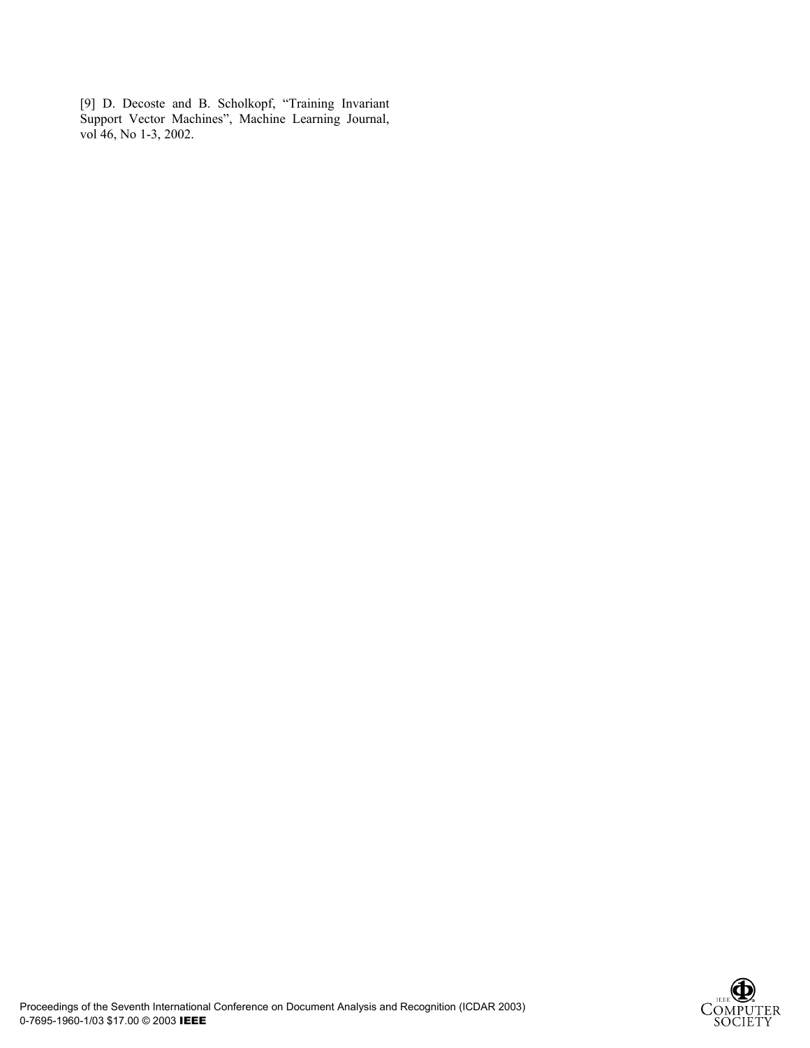[9] D. Decoste and B. Scholkopf, "Training Invariant Support Vector Machines", Machine Learning Journal, vol 46, No 1-3, 2002.